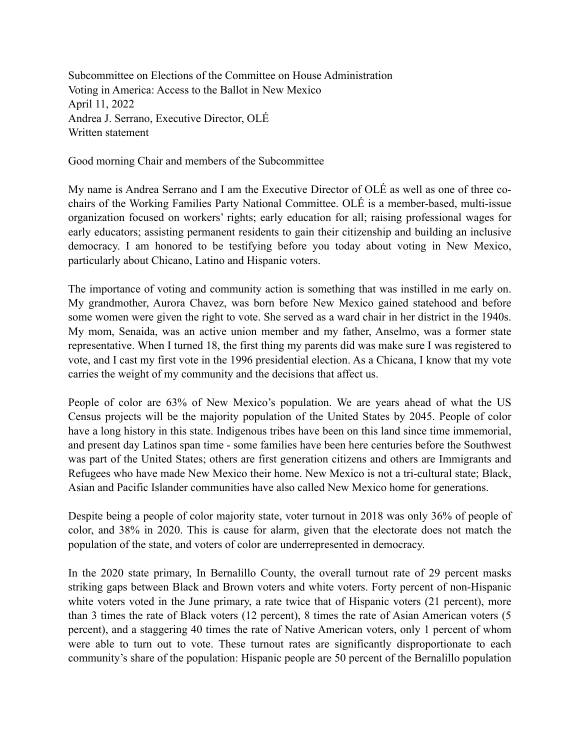Subcommittee on Elections of the Committee on House Administration
Voting in America: Access to the Ballot in New Mexico
April 11, 2022
Andrea J. Serrano, Executive Director, OLÉ
Written statement

Good morning Chair and members of the Subcommittee

My name is Andrea Serrano and I am the Executive Director of OLÉ as well as one of three co-chairs of the Working Families Party National Committee. OLÉ is a member-based, multi-issue organization focused on workers' rights; early education for all; raising professional wages for early educators; assisting permanent residents to gain their citizenship and building an inclusive democracy. I am honored to be testifying before you today about voting in New Mexico, particularly about Chicano, Latino and Hispanic voters.

The importance of voting and community action is something that was instilled in me early on. My grandmother, Aurora Chavez, was born before New Mexico gained statehood and before some women were given the right to vote. She served as a ward chair in her district in the 1940s. My mom, Senaida, was an active union member and my father, Anselmo, was a former state representative. When I turned 18, the first thing my parents did was make sure I was registered to vote, and I cast my first vote in the 1996 presidential election. As a Chicana, I know that my vote carries the weight of my community and the decisions that affect us.

People of color are 63% of New Mexico's population. We are years ahead of what the US Census projects will be the majority population of the United States by 2045. People of color have a long history in this state. Indigenous tribes have been on this land since time immemorial, and present day Latinos span time - some families have been here centuries before the Southwest was part of the United States; others are first generation citizens and others are Immigrants and Refugees who have made New Mexico their home. New Mexico is not a tri-cultural state; Black, Asian and Pacific Islander communities have also called New Mexico home for generations.

Despite being a people of color majority state, voter turnout in 2018 was only 36% of people of color, and 38% in 2020. This is cause for alarm, given that the electorate does not match the population of the state, and voters of color are underrepresented in democracy.

In the 2020 state primary, In Bernalillo County, the overall turnout rate of 29 percent masks striking gaps between Black and Brown voters and white voters. Forty percent of non-Hispanic white voters voted in the June primary, a rate twice that of Hispanic voters (21 percent), more than 3 times the rate of Black voters (12 percent), 8 times the rate of Asian American voters (5 percent), and a staggering 40 times the rate of Native American voters, only 1 percent of whom were able to turn out to vote. These turnout rates are significantly disproportionate to each community's share of the population: Hispanic people are 50 percent of the Bernalillo population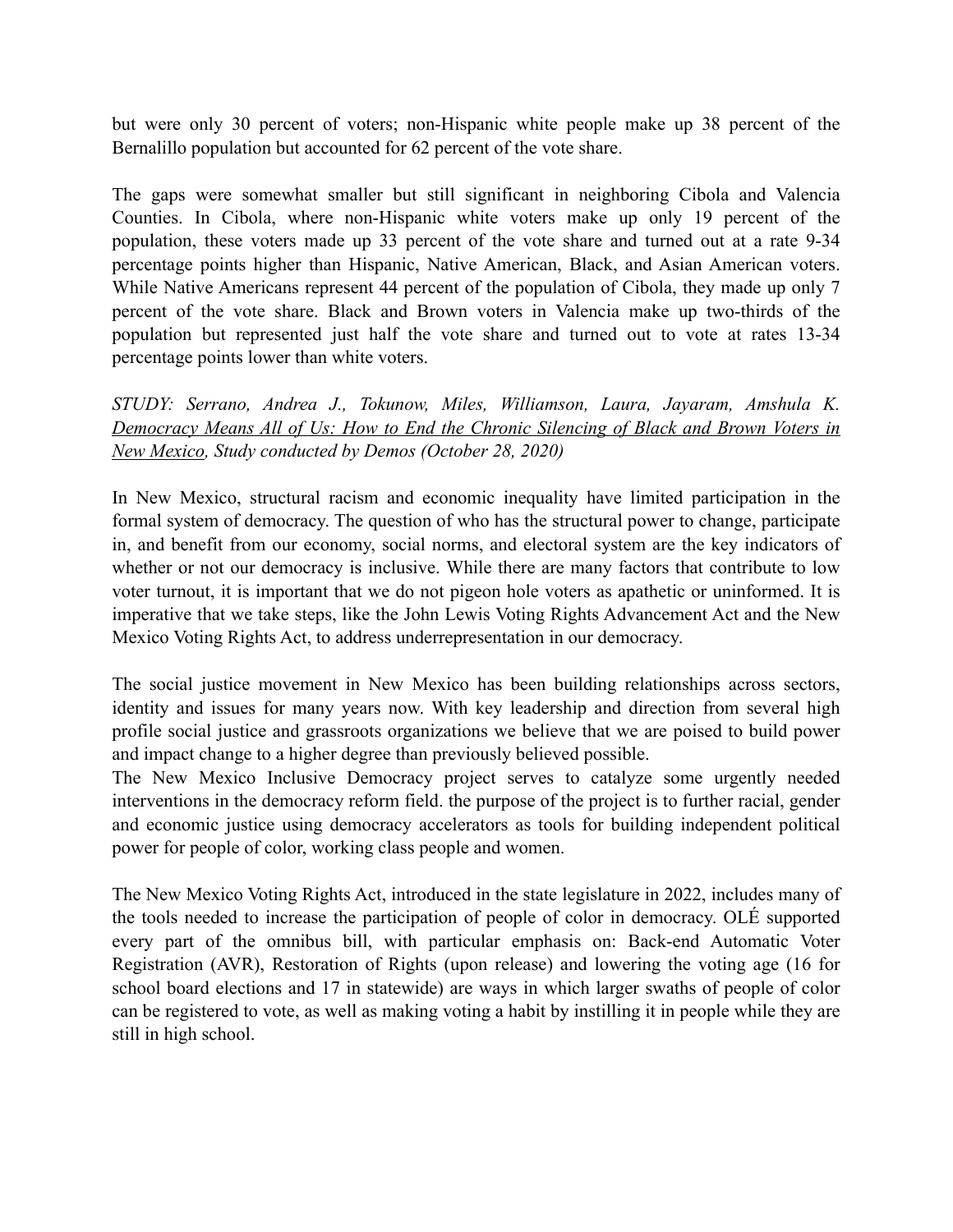but were only 30 percent of voters; non-Hispanic white people make up 38 percent of the Bernalillo population but accounted for 62 percent of the vote share.

The gaps were somewhat smaller but still significant in neighboring Cibola and Valencia Counties. In Cibola, where non-Hispanic white voters make up only 19 percent of the population, these voters made up 33 percent of the vote share and turned out at a rate 9-34 percentage points higher than Hispanic, Native American, Black, and Asian American voters. While Native Americans represent 44 percent of the population of Cibola, they made up only 7 percent of the vote share. Black and Brown voters in Valencia make up two-thirds of the population but represented just half the vote share and turned out to vote at rates 13-34 percentage points lower than white voters.

*STUDY: Serrano, Andrea J., Tokunow, Miles, Williamson, Laura, Jayaram, Amshula K. Democracy Means All of Us: How to End the Chronic Silencing of Black and Brown Voters in New Mexico, Study conducted by Demos (October 28, 2020)*

In New Mexico, structural racism and economic inequality have limited participation in the formal system of democracy. The question of who has the structural power to change, participate in, and benefit from our economy, social norms, and electoral system are the key indicators of whether or not our democracy is inclusive. While there are many factors that contribute to low voter turnout, it is important that we do not pigeon hole voters as apathetic or uninformed. It is imperative that we take steps, like the John Lewis Voting Rights Advancement Act and the New Mexico Voting Rights Act, to address underrepresentation in our democracy.

The social justice movement in New Mexico has been building relationships across sectors, identity and issues for many years now. With key leadership and direction from several high profile social justice and grassroots organizations we believe that we are poised to build power and impact change to a higher degree than previously believed possible.
The New Mexico Inclusive Democracy project serves to catalyze some urgently needed interventions in the democracy reform field. the purpose of the project is to further racial, gender and economic justice using democracy accelerators as tools for building independent political power for people of color, working class people and women.

The New Mexico Voting Rights Act, introduced in the state legislature in 2022, includes many of the tools needed to increase the participation of people of color in democracy. OLÉ supported every part of the omnibus bill, with particular emphasis on: Back-end Automatic Voter Registration (AVR), Restoration of Rights (upon release) and lowering the voting age (16 for school board elections and 17 in statewide) are ways in which larger swaths of people of color can be registered to vote, as well as making voting a habit by instilling it in people while they are still in high school.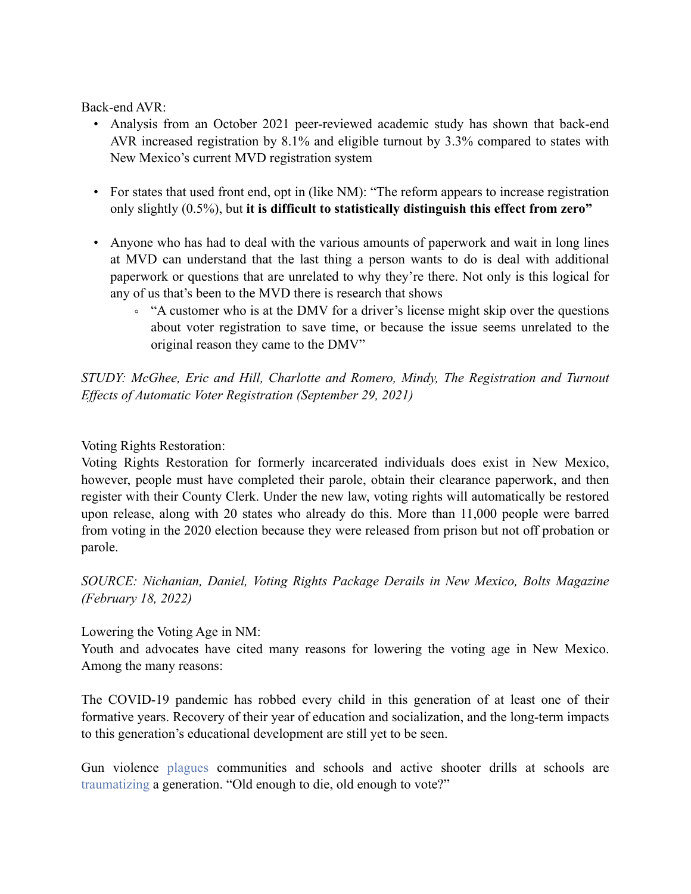Back-end AVR:

- Analysis from an October 2021 peer-reviewed academic study has shown that back-end AVR increased registration by 8.1% and eligible turnout by 3.3% compared to states with New Mexico's current MVD registration system

- For states that used front end, opt in (like NM): "The reform appears to increase registration only slightly (0.5%), but **it is difficult to statistically distinguish this effect from zero"**

- Anyone who has had to deal with the various amounts of paperwork and wait in long lines at MVD can understand that the last thing a person wants to do is deal with additional paperwork or questions that are unrelated to why they're there. Not only is this logical for any of us that's been to the MVD there is research that shows
  - "A customer who is at the DMV for a driver's license might skip over the questions about voter registration to save time, or because the issue seems unrelated to the original reason they came to the DMV"

*STUDY: McGhee, Eric and Hill, Charlotte and Romero, Mindy, The Registration and Turnout Effects of Automatic Voter Registration (September 29, 2021)*

Voting Rights Restoration:

Voting Rights Restoration for formerly incarcerated individuals does exist in New Mexico, however, people must have completed their parole, obtain their clearance paperwork, and then register with their County Clerk. Under the new law, voting rights will automatically be restored upon release, along with 20 states who already do this. More than 11,000 people were barred from voting in the 2020 election because they were released from prison but not off probation or parole.

*SOURCE: Nichanian, Daniel, Voting Rights Package Derails in New Mexico, Bolts Magazine (February 18, 2022)*

Lowering the Voting Age in NM:

Youth and advocates have cited many reasons for lowering the voting age in New Mexico. Among the many reasons:

The COVID-19 pandemic has robbed every child in this generation of at least one of their formative years. Recovery of their year of education and socialization, and the long-term impacts to this generation's educational development are still yet to be seen.

Gun violence plagues communities and schools and active shooter drills at schools are traumatizing a generation. "Old enough to die, old enough to vote?"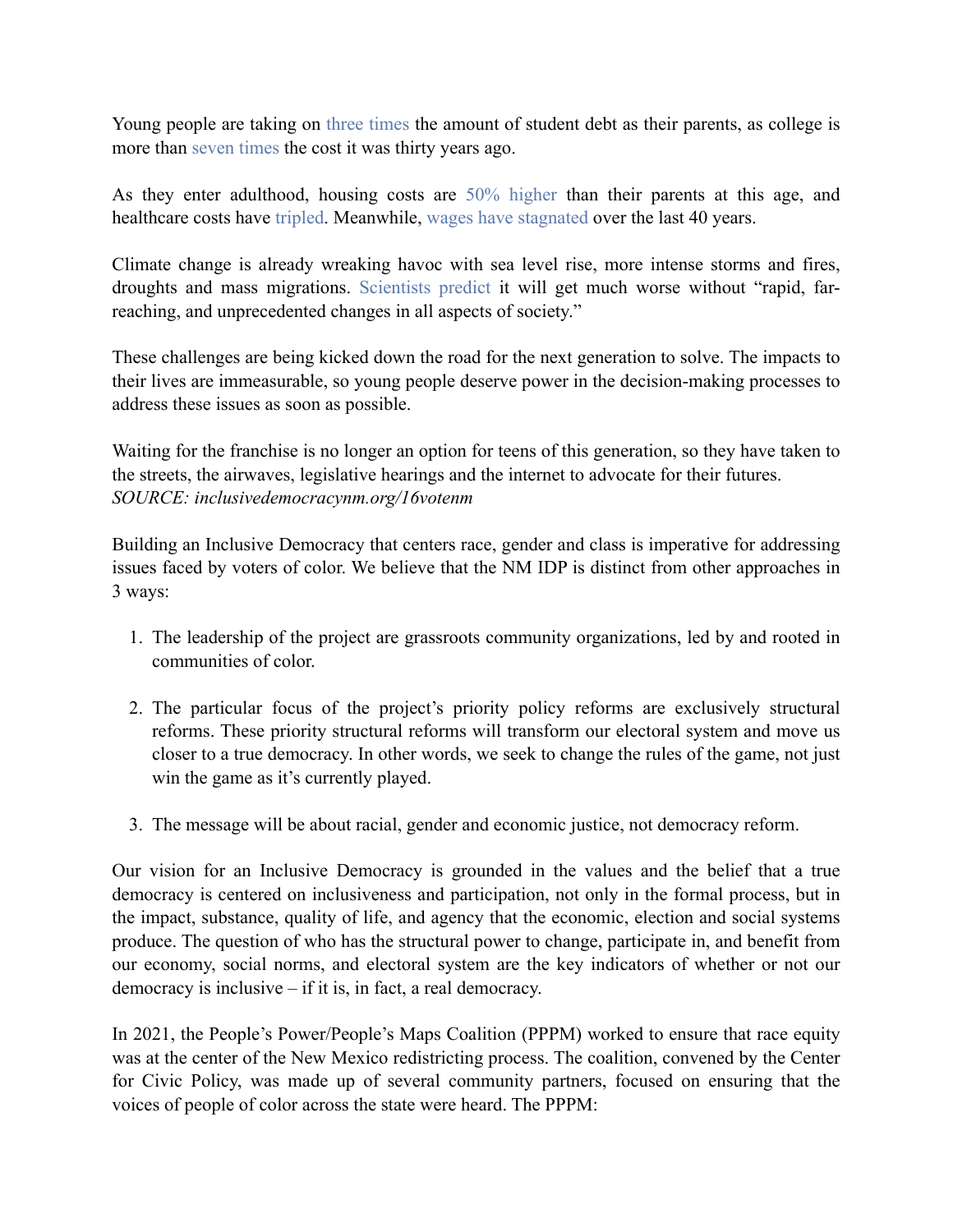Young people are taking on three times the amount of student debt as their parents, as college is more than seven times the cost it was thirty years ago.

As they enter adulthood, housing costs are 50% higher than their parents at this age, and healthcare costs have tripled. Meanwhile, wages have stagnated over the last 40 years.

Climate change is already wreaking havoc with sea level rise, more intense storms and fires, droughts and mass migrations. Scientists predict it will get much worse without "rapid, far-reaching, and unprecedented changes in all aspects of society."

These challenges are being kicked down the road for the next generation to solve. The impacts to their lives are immeasurable, so young people deserve power in the decision-making processes to address these issues as soon as possible.

Waiting for the franchise is no longer an option for teens of this generation, so they have taken to the streets, the airwaves, legislative hearings and the internet to advocate for their futures.
*SOURCE: inclusivedemocracynm.org/16votenm*

Building an Inclusive Democracy that centers race, gender and class is imperative for addressing issues faced by voters of color. We believe that the NM IDP is distinct from other approaches in 3 ways:

1. The leadership of the project are grassroots community organizations, led by and rooted in communities of color.

2. The particular focus of the project's priority policy reforms are exclusively structural reforms. These priority structural reforms will transform our electoral system and move us closer to a true democracy. In other words, we seek to change the rules of the game, not just win the game as it's currently played.

3. The message will be about racial, gender and economic justice, not democracy reform.

Our vision for an Inclusive Democracy is grounded in the values and the belief that a true democracy is centered on inclusiveness and participation, not only in the formal process, but in the impact, substance, quality of life, and agency that the economic, election and social systems produce. The question of who has the structural power to change, participate in, and benefit from our economy, social norms, and electoral system are the key indicators of whether or not our democracy is inclusive – if it is, in fact, a real democracy.

In 2021, the People's Power/People's Maps Coalition (PPPM) worked to ensure that race equity was at the center of the New Mexico redistricting process. The coalition, convened by the Center for Civic Policy, was made up of several community partners, focused on ensuring that the voices of people of color across the state were heard. The PPPM: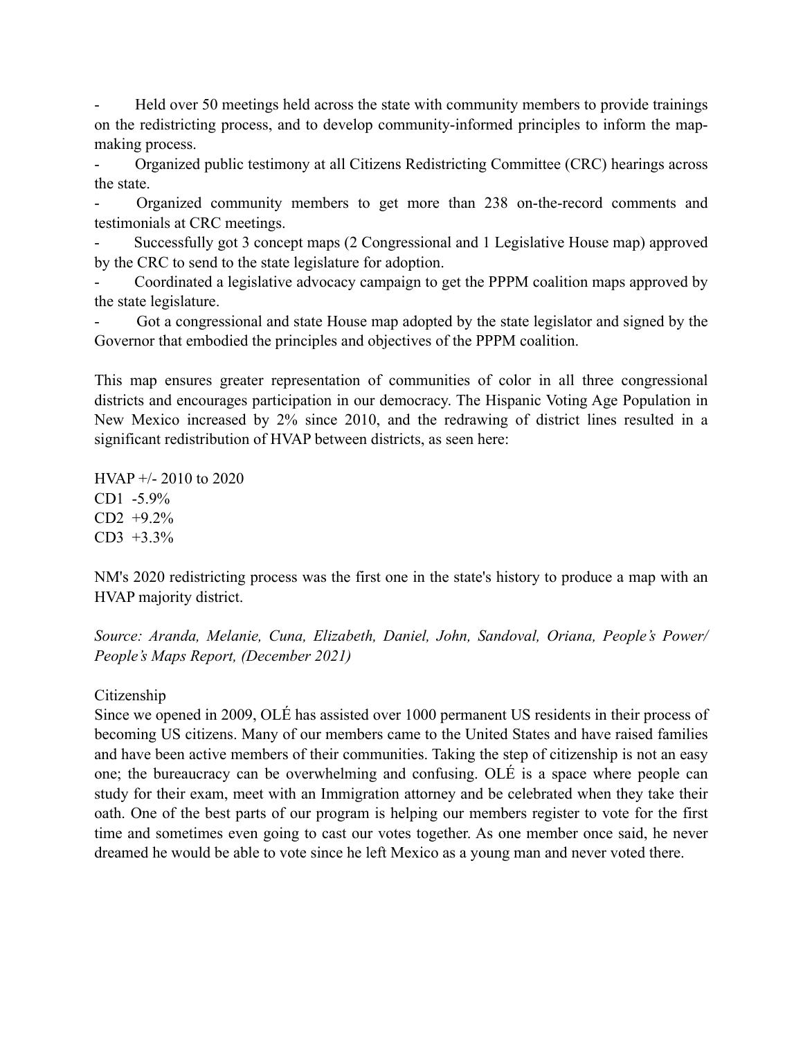- Held over 50 meetings held across the state with community members to provide trainings on the redistricting process, and to develop community-informed principles to inform the map-making process.
- Organized public testimony at all Citizens Redistricting Committee (CRC) hearings across the state.
- Organized community members to get more than 238 on-the-record comments and testimonials at CRC meetings.
- Successfully got 3 concept maps (2 Congressional and 1 Legislative House map) approved by the CRC to send to the state legislature for adoption.
- Coordinated a legislative advocacy campaign to get the PPPM coalition maps approved by the state legislature.
- Got a congressional and state House map adopted by the state legislator and signed by the Governor that embodied the principles and objectives of the PPPM coalition.

This map ensures greater representation of communities of color in all three congressional districts and encourages participation in our democracy. The Hispanic Voting Age Population in New Mexico increased by 2% since 2010, and the redrawing of district lines resulted in a significant redistribution of HVAP between districts, as seen here:

HVAP +/- 2010 to 2020
CD1 -5.9%
CD2 +9.2%
CD3 +3.3%

NM's 2020 redistricting process was the first one in the state's history to produce a map with an HVAP majority district.

*Source: Aranda, Melanie, Cuna, Elizabeth, Daniel, John, Sandoval, Oriana, People's Power/ People's Maps Report, (December 2021)*

Citizenship

Since we opened in 2009, OLÉ has assisted over 1000 permanent US residents in their process of becoming US citizens. Many of our members came to the United States and have raised families and have been active members of their communities. Taking the step of citizenship is not an easy one; the bureaucracy can be overwhelming and confusing. OLÉ is a space where people can study for their exam, meet with an Immigration attorney and be celebrated when they take their oath. One of the best parts of our program is helping our members register to vote for the first time and sometimes even going to cast our votes together. As one member once said, he never dreamed he would be able to vote since he left Mexico as a young man and never voted there.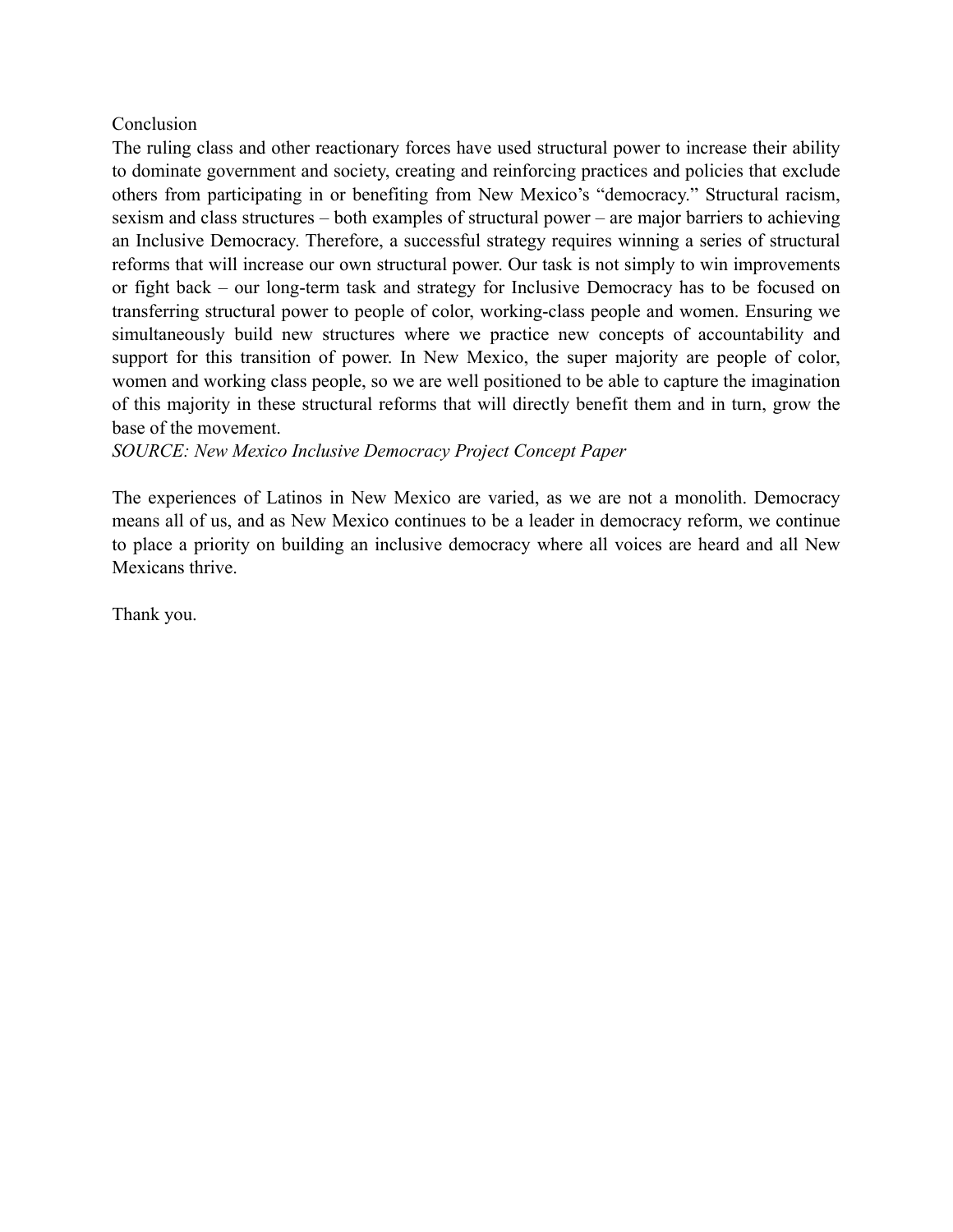## Conclusion

The ruling class and other reactionary forces have used structural power to increase their ability to dominate government and society, creating and reinforcing practices and policies that exclude others from participating in or benefiting from New Mexico's "democracy." Structural racism, sexism and class structures – both examples of structural power – are major barriers to achieving an Inclusive Democracy. Therefore, a successful strategy requires winning a series of structural reforms that will increase our own structural power. Our task is not simply to win improvements or fight back – our long-term task and strategy for Inclusive Democracy has to be focused on transferring structural power to people of color, working-class people and women. Ensuring we simultaneously build new structures where we practice new concepts of accountability and support for this transition of power. In New Mexico, the super majority are people of color, women and working class people, so we are well positioned to be able to capture the imagination of this majority in these structural reforms that will directly benefit them and in turn, grow the base of the movement.

*SOURCE: New Mexico Inclusive Democracy Project Concept Paper*

The experiences of Latinos in New Mexico are varied, as we are not a monolith. Democracy means all of us, and as New Mexico continues to be a leader in democracy reform, we continue to place a priority on building an inclusive democracy where all voices are heard and all New Mexicans thrive.

Thank you.